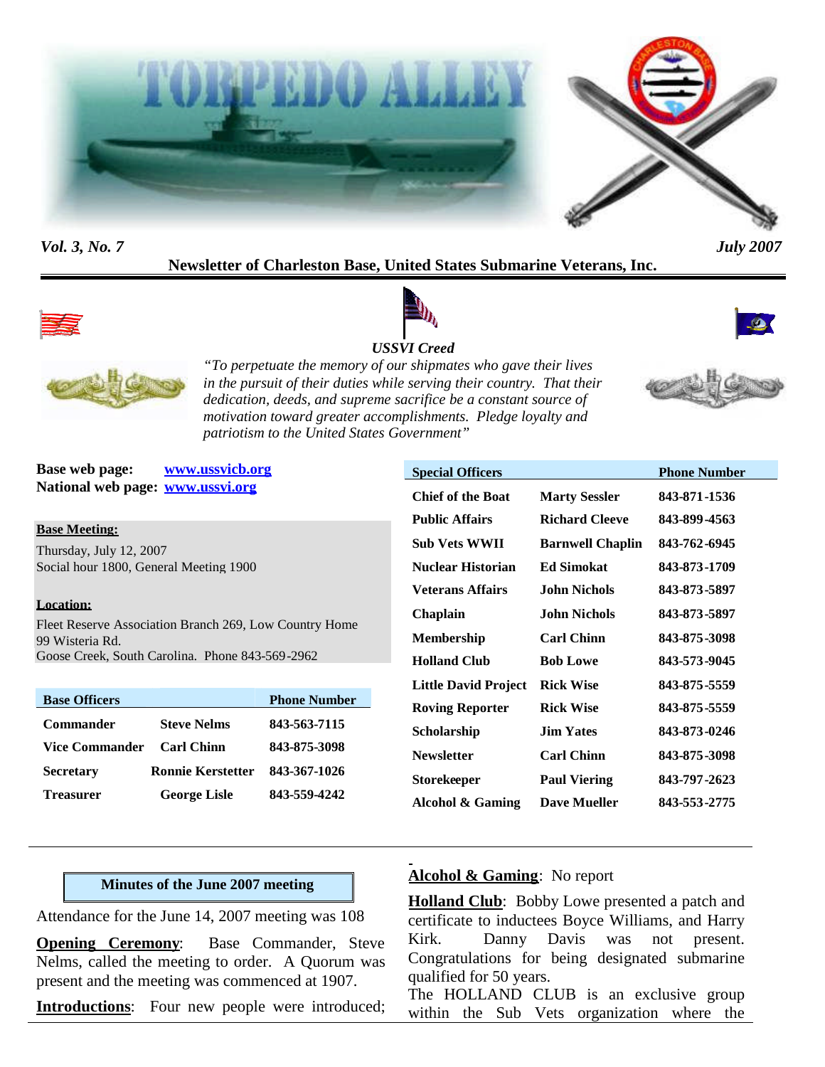# TORPEDO ALLEY

*Vol. 3, No. 7* *July 2007*

**Newsletter of Charleston Base, United States Submarine Veterans, Inc.**

***USSVI Creed***

*"To perpetuate the memory of our shipmates who gave their lives in the pursuit of their duties while serving their country. That their dedication, deeds, and supreme sacrifice be a constant source of motivation toward greater accomplishments. Pledge loyalty and patriotism to the United States Government"*

**Base web page:** www.ussvicb.org
**National web page:** www.ussvi.org

**Base Meeting:**
Thursday, July 12, 2007
Social hour 1800, General Meeting 1900

**Location:**
Fleet Reserve Association Branch 269, Low Country Home
99 Wisteria Rd.
Goose Creek, South Carolina. Phone 843-569-2962

| Base Officers | | Phone Number |
|---|---|---|
| Commander | Steve Nelms | 843-563-7115 |
| Vice Commander | Carl Chinn | 843-875-3098 |
| Secretary | Ronnie Kerstetter | 843-367-1026 |
| Treasurer | George Lisle | 843-559-4242 |

| Special Officers | | Phone Number |
|---|---|---|
| Chief of the Boat | Marty Sessler | 843-871-1536 |
| Public Affairs | Richard Cleeve | 843-899-4563 |
| Sub Vets WWII | Barnwell Chaplin | 843-762-6945 |
| Nuclear Historian | Ed Simokat | 843-873-1709 |
| Veterans Affairs | John Nichols | 843-873-5897 |
| Chaplain | John Nichols | 843-873-5897 |
| Membership | Carl Chinn | 843-875-3098 |
| Holland Club | Bob Lowe | 843-573-9045 |
| Little David Project | Rick Wise | 843-875-5559 |
| Roving Reporter | Rick Wise | 843-875-5559 |
| Scholarship | Jim Yates | 843-873-0246 |
| Newsletter | Carl Chinn | 843-875-3098 |
| Storekeeper | Paul Viering | 843-797-2623 |
| Alcohol & Gaming | Dave Mueller | 843-553-2775 |

## Minutes of the June 2007 meeting

Attendance for the June 14, 2007 meeting was 108

**Opening Ceremony**: Base Commander, Steve Nelms, called the meeting to order. A Quorum was present and the meeting was commenced at 1907.

**Introductions**: Four new people were introduced;

**Alcohol & Gaming**: No report

**Holland Club**: Bobby Lowe presented a patch and certificate to inductees Boyce Williams, and Harry Kirk. Danny Davis was not present. Congratulations for being designated submarine qualified for 50 years.

The HOLLAND CLUB is an exclusive group within the Sub Vets organization where the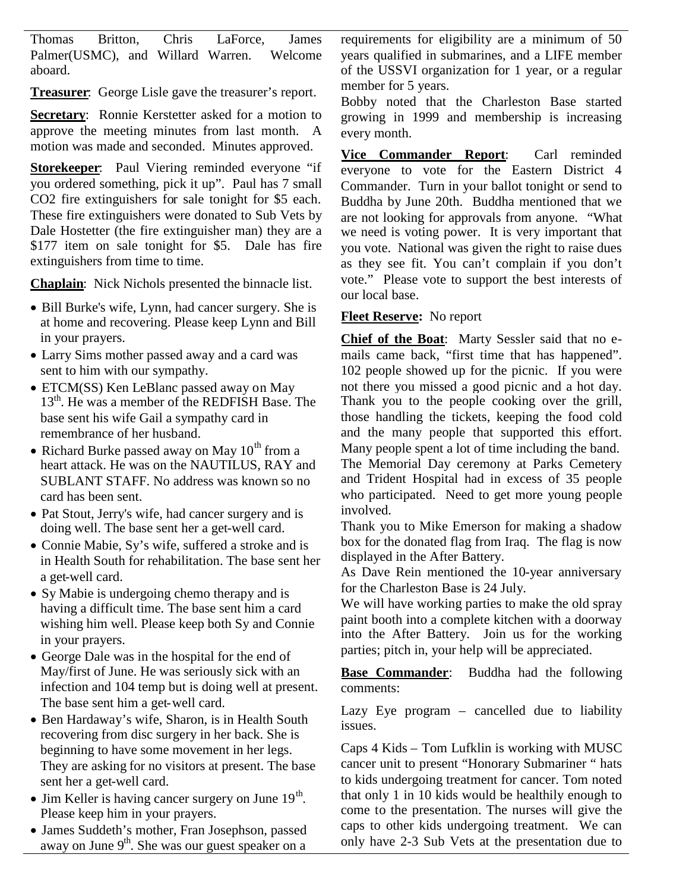Thomas Britton, Chris LaForce, James Palmer(USMC), and Willard Warren. Welcome aboard.

**Treasurer**: George Lisle gave the treasurer's report.

**Secretary**: Ronnie Kerstetter asked for a motion to approve the meeting minutes from last month. A motion was made and seconded. Minutes approved.

**Storekeeper**: Paul Viering reminded everyone "if you ordered something, pick it up". Paul has 7 small CO2 fire extinguishers for sale tonight for $5 each. These fire extinguishers were donated to Sub Vets by Dale Hostetter (the fire extinguisher man) they are a $177 item on sale tonight for $5. Dale has fire extinguishers from time to time.

**Chaplain**: Nick Nichols presented the binnacle list.

- Bill Burke's wife, Lynn, had cancer surgery. She is at home and recovering. Please keep Lynn and Bill in your prayers.
- Larry Sims mother passed away and a card was sent to him with our sympathy.
- ETCM(SS) Ken LeBlanc passed away on May 13th. He was a member of the REDFISH Base. The base sent his wife Gail a sympathy card in remembrance of her husband.
- Richard Burke passed away on May 10th from a heart attack. He was on the NAUTILUS, RAY and SUBLANT STAFF. No address was known so no card has been sent.
- Pat Stout, Jerry's wife, had cancer surgery and is doing well. The base sent her a get-well card.
- Connie Mabie, Sy's wife, suffered a stroke and is in Health South for rehabilitation. The base sent her a get-well card.
- Sy Mabie is undergoing chemo therapy and is having a difficult time. The base sent him a card wishing him well. Please keep both Sy and Connie in your prayers.
- George Dale was in the hospital for the end of May/first of June. He was seriously sick with an infection and 104 temp but is doing well at present. The base sent him a get-well card.
- Ben Hardaway's wife, Sharon, is in Health South recovering from disc surgery in her back. She is beginning to have some movement in her legs. They are asking for no visitors at present. The base sent her a get-well card.
- Jim Keller is having cancer surgery on June 19th. Please keep him in your prayers.
- James Suddeth's mother, Fran Josephson, passed away on June 9th. She was our guest speaker on a

requirements for eligibility are a minimum of 50 years qualified in submarines, and a LIFE member of the USSVI organization for 1 year, or a regular member for 5 years.

Bobby noted that the Charleston Base started growing in 1999 and membership is increasing every month.

**Vice Commander Report**: Carl reminded everyone to vote for the Eastern District 4 Commander. Turn in your ballot tonight or send to Buddha by June 20th. Buddha mentioned that we are not looking for approvals from anyone. "What we need is voting power. It is very important that you vote. National was given the right to raise dues as they see fit. You can't complain if you don't vote." Please vote to support the best interests of our local base.

**Fleet Reserve:** No report

**Chief of the Boat**: Marty Sessler said that no e-mails came back, "first time that has happened". 102 people showed up for the picnic. If you were not there you missed a good picnic and a hot day. Thank you to the people cooking over the grill, those handling the tickets, keeping the food cold and the many people that supported this effort. Many people spent a lot of time including the band.

The Memorial Day ceremony at Parks Cemetery and Trident Hospital had in excess of 35 people who participated. Need to get more young people involved.

Thank you to Mike Emerson for making a shadow box for the donated flag from Iraq. The flag is now displayed in the After Battery.

As Dave Rein mentioned the 10-year anniversary for the Charleston Base is 24 July.

We will have working parties to make the old spray paint booth into a complete kitchen with a doorway into the After Battery. Join us for the working parties; pitch in, your help will be appreciated.

**Base Commander**: Buddha had the following comments:

Lazy Eye program – cancelled due to liability issues.

Caps 4 Kids – Tom Lufklin is working with MUSC cancer unit to present "Honorary Submariner " hats to kids undergoing treatment for cancer. Tom noted that only 1 in 10 kids would be healthily enough to come to the presentation. The nurses will give the caps to other kids undergoing treatment. We can only have 2-3 Sub Vets at the presentation due to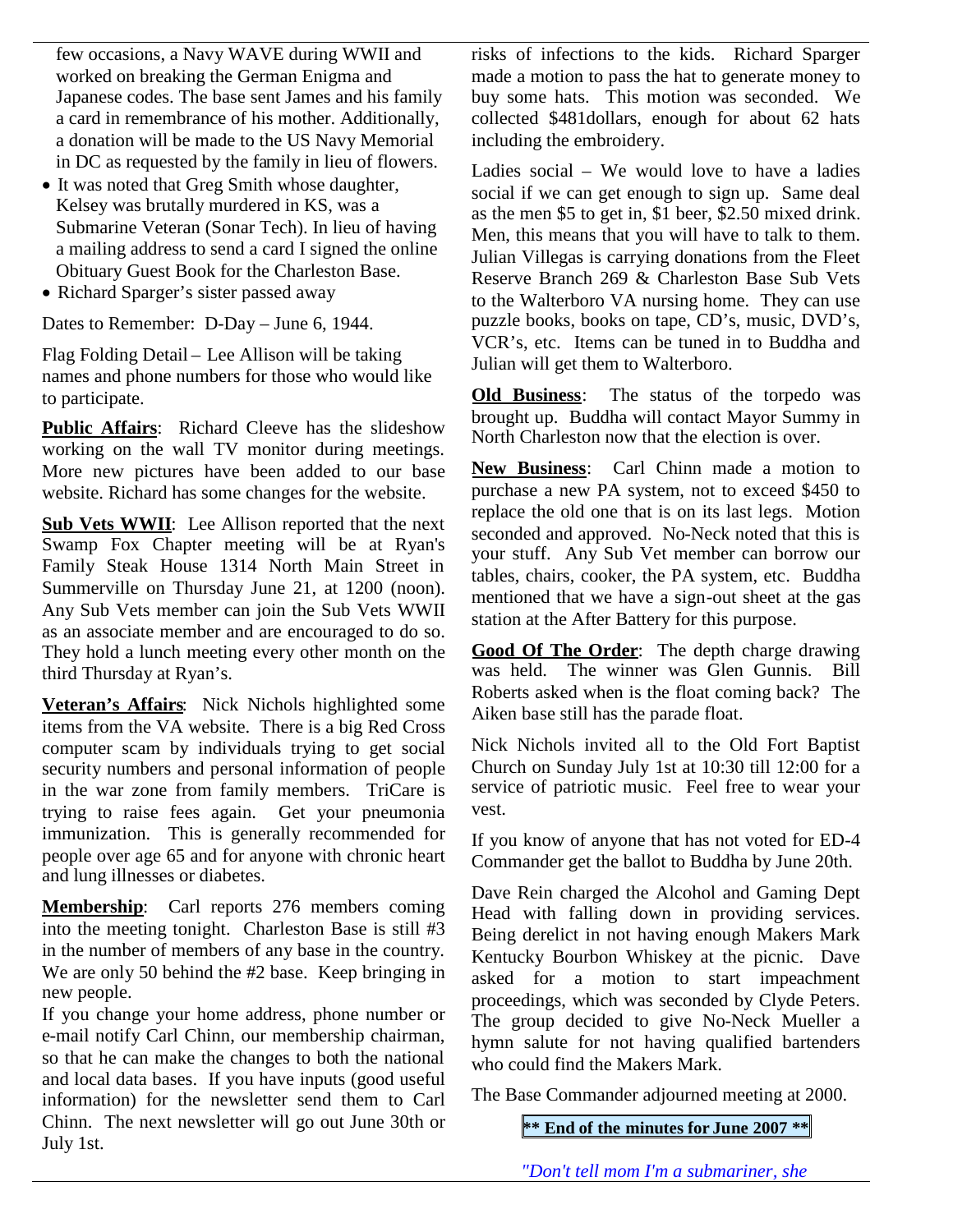few occasions, a Navy WAVE during WWII and worked on breaking the German Enigma and Japanese codes. The base sent James and his family a card in remembrance of his mother. Additionally, a donation will be made to the US Navy Memorial in DC as requested by the family in lieu of flowers.

- It was noted that Greg Smith whose daughter, Kelsey was brutally murdered in KS, was a Submarine Veteran (Sonar Tech). In lieu of having a mailing address to send a card I signed the online Obituary Guest Book for the Charleston Base.
- Richard Sparger's sister passed away

Dates to Remember: D-Day – June 6, 1944.

Flag Folding Detail – Lee Allison will be taking names and phone numbers for those who would like to participate.

**Public Affairs**: Richard Cleeve has the slideshow working on the wall TV monitor during meetings. More new pictures have been added to our base website. Richard has some changes for the website.

**Sub Vets WWII**: Lee Allison reported that the next Swamp Fox Chapter meeting will be at Ryan's Family Steak House 1314 North Main Street in Summerville on Thursday June 21, at 1200 (noon). Any Sub Vets member can join the Sub Vets WWII as an associate member and are encouraged to do so. They hold a lunch meeting every other month on the third Thursday at Ryan's.

**Veteran's Affairs**: Nick Nichols highlighted some items from the VA website. There is a big Red Cross computer scam by individuals trying to get social security numbers and personal information of people in the war zone from family members. TriCare is trying to raise fees again. Get your pneumonia immunization. This is generally recommended for people over age 65 and for anyone with chronic heart and lung illnesses or diabetes.

**Membership**: Carl reports 276 members coming into the meeting tonight. Charleston Base is still #3 in the number of members of any base in the country. We are only 50 behind the #2 base. Keep bringing in new people.

If you change your home address, phone number or e-mail notify Carl Chinn, our membership chairman, so that he can make the changes to both the national and local data bases. If you have inputs (good useful information) for the newsletter send them to Carl Chinn. The next newsletter will go out June 30th or July 1st.

risks of infections to the kids. Richard Sparger made a motion to pass the hat to generate money to buy some hats. This motion was seconded. We collected $481dollars, enough for about 62 hats including the embroidery.

Ladies social – We would love to have a ladies social if we can get enough to sign up. Same deal as the men $5 to get in, $1 beer, $2.50 mixed drink. Men, this means that you will have to talk to them. Julian Villegas is carrying donations from the Fleet Reserve Branch 269 & Charleston Base Sub Vets to the Walterboro VA nursing home. They can use puzzle books, books on tape, CD's, music, DVD's, VCR's, etc. Items can be tuned in to Buddha and Julian will get them to Walterboro.

**Old Business**: The status of the torpedo was brought up. Buddha will contact Mayor Summy in North Charleston now that the election is over.

**New Business**: Carl Chinn made a motion to purchase a new PA system, not to exceed $450 to replace the old one that is on its last legs. Motion seconded and approved. No-Neck noted that this is your stuff. Any Sub Vet member can borrow our tables, chairs, cooker, the PA system, etc. Buddha mentioned that we have a sign-out sheet at the gas station at the After Battery for this purpose.

**Good Of The Order**: The depth charge drawing was held. The winner was Glen Gunnis. Bill Roberts asked when is the float coming back? The Aiken base still has the parade float.

Nick Nichols invited all to the Old Fort Baptist Church on Sunday July 1st at 10:30 till 12:00 for a service of patriotic music. Feel free to wear your vest.

If you know of anyone that has not voted for ED-4 Commander get the ballot to Buddha by June 20th.

Dave Rein charged the Alcohol and Gaming Dept Head with falling down in providing services. Being derelict in not having enough Makers Mark Kentucky Bourbon Whiskey at the picnic. Dave asked for a motion to start impeachment proceedings, which was seconded by Clyde Peters. The group decided to give No-Neck Mueller a hymn salute for not having qualified bartenders who could find the Makers Mark.

The Base Commander adjourned meeting at 2000.

**\*\* End of the minutes for June 2007 \*\***

*"Don't tell mom I'm a submariner, she*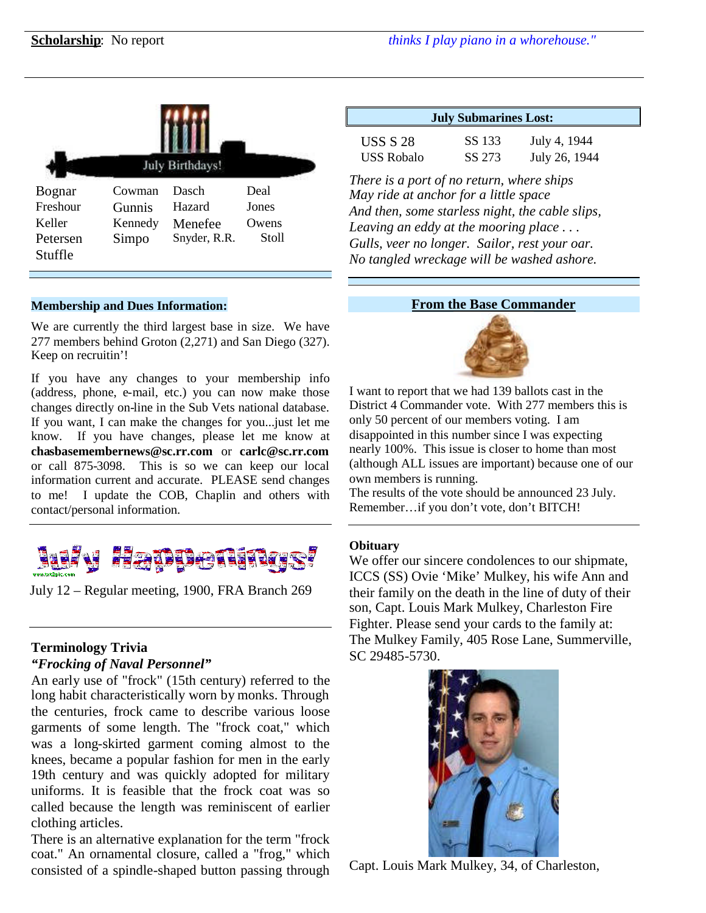**Scholarship**: No report

*thinks I play piano in a whorehouse."*

July Birthdays!

| | | | |
|---|---|---|---|
| Bognar | Cowman | Dasch | Deal |
| Freshour | Gunnis | Hazard | Jones |
| Keller | Kennedy | Menefee | Owens |
| Petersen | Simpo | Snyder, R.R. | Stoll |
| Stuffle | | | |

### Membership and Dues Information:

We are currently the third largest base in size. We have 277 members behind Groton (2,271) and San Diego (327). Keep on recruitin'!

If you have any changes to your membership info (address, phone, e-mail, etc.) you can now make those changes directly on-line in the Sub Vets national database. If you want, I can make the changes for you...just let me know. If you have changes, please let me know at **chasbasemembernews@sc.rr.com** or **carlc@sc.rr.com** or call 875-3098. This is so we can keep our local information current and accurate. PLEASE send changes to me! I update the COB, Chaplin and others with contact/personal information.

## July Happenings!

July 12 – Regular meeting, 1900, FRA Branch 269

### Terminology Trivia

***"Frocking of Naval Personnel"***

An early use of "frock" (15th century) referred to the long habit characteristically worn by monks. Through the centuries, frock came to describe various loose garments of some length. The "frock coat," which was a long-skirted garment coming almost to the knees, became a popular fashion for men in the early 19th century and was quickly adopted for military uniforms. It is feasible that the frock coat was so called because the length was reminiscent of earlier clothing articles.

There is an alternative explanation for the term "frock coat." An ornamental closure, called a "frog," which consisted of a spindle-shaped button passing through

### July Submarines Lost:

| | | |
|---|---|---|
| USS S 28 | SS 133 | July 4, 1944 |
| USS Robalo | SS 273 | July 26, 1944 |

*There is a port of no return, where ships*
*May ride at anchor for a little space*
*And then, some starless night, the cable slips,*
*Leaving an eddy at the mooring place . . .*
*Gulls, veer no longer. Sailor, rest your oar.*
*No tangled wreckage will be washed ashore.*

### From the Base Commander

I want to report that we had 139 ballots cast in the District 4 Commander vote. With 277 members this is only 50 percent of our members voting. I am disappointed in this number since I was expecting nearly 100%. This issue is closer to home than most (although ALL issues are important) because one of our own members is running.

The results of the vote should be announced 23 July.

Remember…if you don't vote, don't BITCH!

### Obituary

We offer our sincere condolences to our shipmate, ICCS (SS) Ovie 'Mike' Mulkey, his wife Ann and their family on the death in the line of duty of their son, Capt. Louis Mark Mulkey, Charleston Fire Fighter. Please send your cards to the family at: The Mulkey Family, 405 Rose Lane, Summerville, SC 29485-5730.

Capt. Louis Mark Mulkey, 34, of Charleston,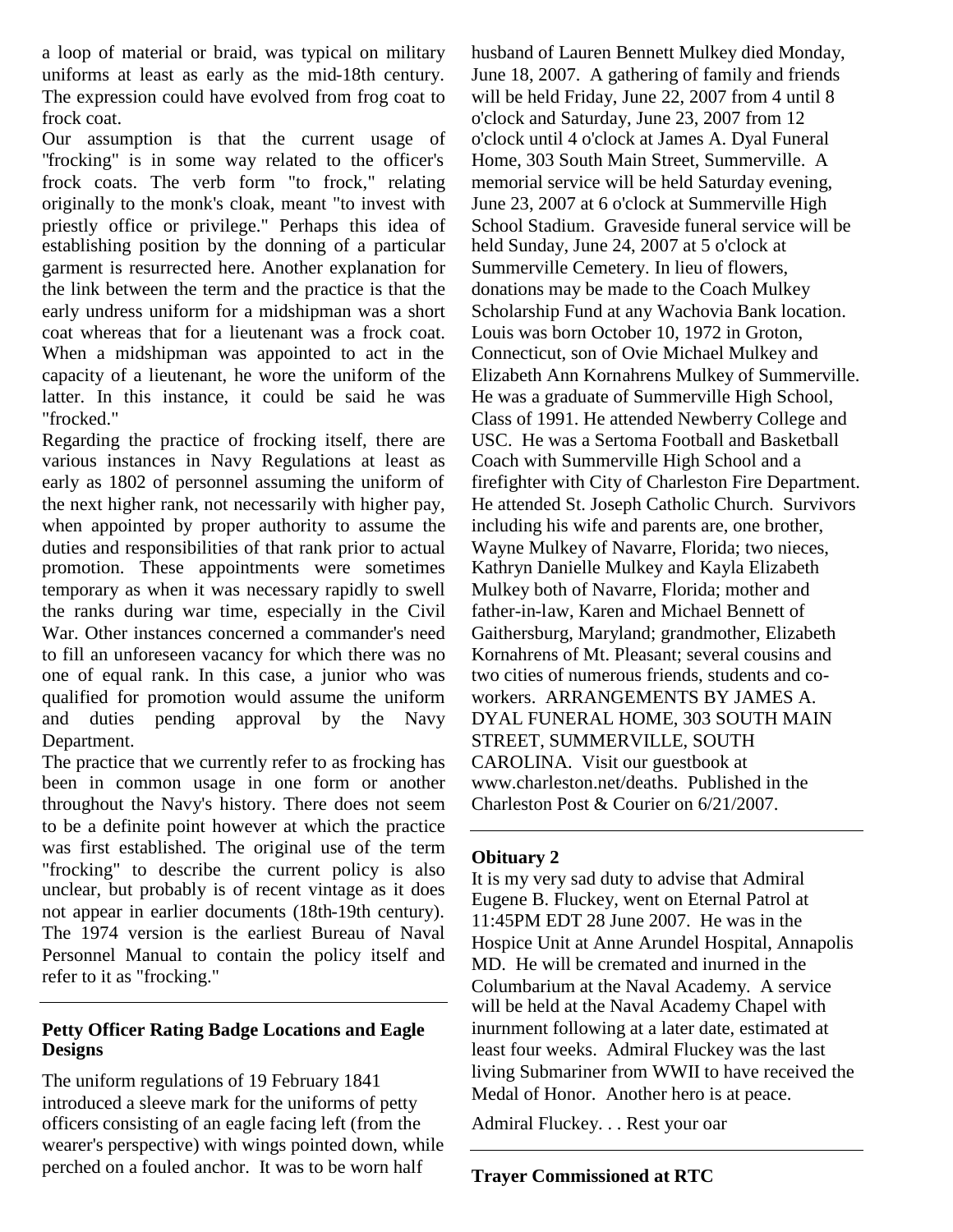a loop of material or braid, was typical on military uniforms at least as early as the mid-18th century. The expression could have evolved from frog coat to frock coat.

Our assumption is that the current usage of "frocking" is in some way related to the officer's frock coats. The verb form "to frock," relating originally to the monk's cloak, meant "to invest with priestly office or privilege." Perhaps this idea of establishing position by the donning of a particular garment is resurrected here. Another explanation for the link between the term and the practice is that the early undress uniform for a midshipman was a short coat whereas that for a lieutenant was a frock coat. When a midshipman was appointed to act in the capacity of a lieutenant, he wore the uniform of the latter. In this instance, it could be said he was "frocked."

Regarding the practice of frocking itself, there are various instances in Navy Regulations at least as early as 1802 of personnel assuming the uniform of the next higher rank, not necessarily with higher pay, when appointed by proper authority to assume the duties and responsibilities of that rank prior to actual promotion. These appointments were sometimes temporary as when it was necessary rapidly to swell the ranks during war time, especially in the Civil War. Other instances concerned a commander's need to fill an unforeseen vacancy for which there was no one of equal rank. In this case, a junior who was qualified for promotion would assume the uniform and duties pending approval by the Navy Department.

The practice that we currently refer to as frocking has been in common usage in one form or another throughout the Navy's history. There does not seem to be a definite point however at which the practice was first established. The original use of the term "frocking" to describe the current policy is also unclear, but probably is of recent vintage as it does not appear in earlier documents (18th-19th century). The 1974 version is the earliest Bureau of Naval Personnel Manual to contain the policy itself and refer to it as "frocking."

---

### Petty Officer Rating Badge Locations and Eagle Designs

The uniform regulations of 19 February 1841 introduced a sleeve mark for the uniforms of petty officers consisting of an eagle facing left (from the wearer's perspective) with wings pointed down, while perched on a fouled anchor. It was to be worn half

husband of Lauren Bennett Mulkey died Monday, June 18, 2007. A gathering of family and friends will be held Friday, June 22, 2007 from 4 until 8 o'clock and Saturday, June 23, 2007 from 12 o'clock until 4 o'clock at James A. Dyal Funeral Home, 303 South Main Street, Summerville. A memorial service will be held Saturday evening, June 23, 2007 at 6 o'clock at Summerville High School Stadium. Graveside funeral service will be held Sunday, June 24, 2007 at 5 o'clock at Summerville Cemetery. In lieu of flowers, donations may be made to the Coach Mulkey Scholarship Fund at any Wachovia Bank location. Louis was born October 10, 1972 in Groton, Connecticut, son of Ovie Michael Mulkey and Elizabeth Ann Kornahrens Mulkey of Summerville. He was a graduate of Summerville High School, Class of 1991. He attended Newberry College and USC. He was a Sertoma Football and Basketball Coach with Summerville High School and a firefighter with City of Charleston Fire Department. He attended St. Joseph Catholic Church. Survivors including his wife and parents are, one brother, Wayne Mulkey of Navarre, Florida; two nieces, Kathryn Danielle Mulkey and Kayla Elizabeth Mulkey both of Navarre, Florida; mother and father-in-law, Karen and Michael Bennett of Gaithersburg, Maryland; grandmother, Elizabeth Kornahrens of Mt. Pleasant; several cousins and two cities of numerous friends, students and co-workers. ARRANGEMENTS BY JAMES A. DYAL FUNERAL HOME, 303 SOUTH MAIN STREET, SUMMERVILLE, SOUTH CAROLINA. Visit our guestbook at www.charleston.net/deaths. Published in the Charleston Post & Courier on 6/21/2007.

---

### Obituary 2

It is my very sad duty to advise that Admiral Eugene B. Fluckey, went on Eternal Patrol at 11:45PM EDT 28 June 2007. He was in the Hospice Unit at Anne Arundel Hospital, Annapolis MD. He will be cremated and inurned in the Columbarium at the Naval Academy. A service will be held at the Naval Academy Chapel with inurnment following at a later date, estimated at least four weeks. Admiral Fluckey was the last living Submariner from WWII to have received the Medal of Honor. Another hero is at peace.

Admiral Fluckey. . . Rest your oar

---

### Trayer Commissioned at RTC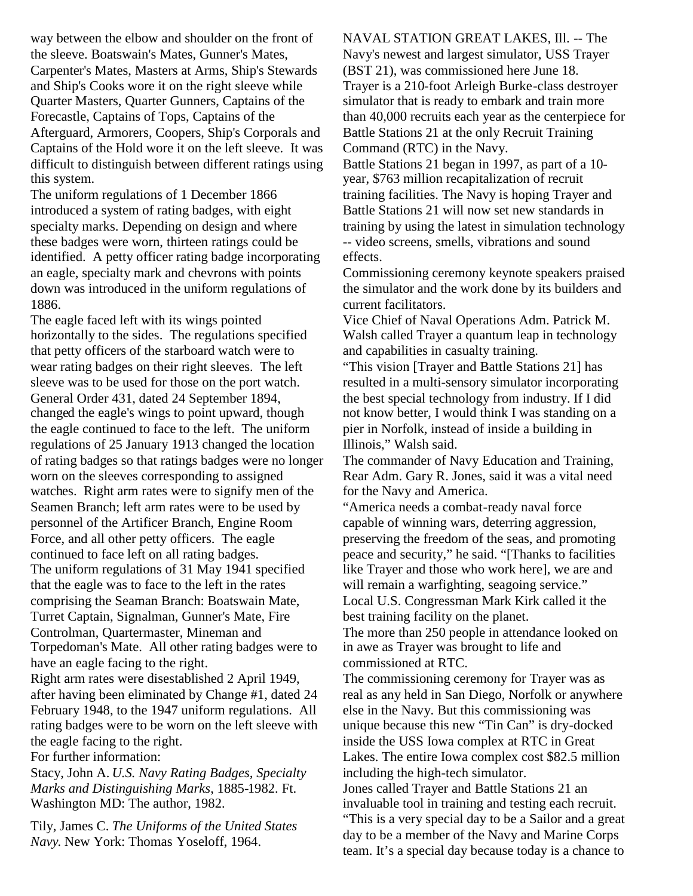way between the elbow and shoulder on the front of the sleeve. Boatswain's Mates, Gunner's Mates, Carpenter's Mates, Masters at Arms, Ship's Stewards and Ship's Cooks wore it on the right sleeve while Quarter Masters, Quarter Gunners, Captains of the Forecastle, Captains of Tops, Captains of the Afterguard, Armorers, Coopers, Ship's Corporals and Captains of the Hold wore it on the left sleeve. It was difficult to distinguish between different ratings using this system.

The uniform regulations of 1 December 1866 introduced a system of rating badges, with eight specialty marks. Depending on design and where these badges were worn, thirteen ratings could be identified. A petty officer rating badge incorporating an eagle, specialty mark and chevrons with points down was introduced in the uniform regulations of 1886.

The eagle faced left with its wings pointed horizontally to the sides. The regulations specified that petty officers of the starboard watch were to wear rating badges on their right sleeves. The left sleeve was to be used for those on the port watch. General Order 431, dated 24 September 1894, changed the eagle's wings to point upward, though the eagle continued to face to the left. The uniform regulations of 25 January 1913 changed the location of rating badges so that ratings badges were no longer worn on the sleeves corresponding to assigned watches. Right arm rates were to signify men of the Seamen Branch; left arm rates were to be used by personnel of the Artificer Branch, Engine Room Force, and all other petty officers. The eagle continued to face left on all rating badges.

The uniform regulations of 31 May 1941 specified that the eagle was to face to the left in the rates comprising the Seaman Branch: Boatswain Mate, Turret Captain, Signalman, Gunner's Mate, Fire Controlman, Quartermaster, Mineman and Torpedoman's Mate. All other rating badges were to have an eagle facing to the right.

Right arm rates were disestablished 2 April 1949, after having been eliminated by Change #1, dated 24 February 1948, to the 1947 uniform regulations. All rating badges were to be worn on the left sleeve with the eagle facing to the right.

For further information:

Stacy, John A. *U.S. Navy Rating Badges, Specialty Marks and Distinguishing Marks*, 1885-1982. Ft. Washington MD: The author, 1982.

Tily, James C. *The Uniforms of the United States Navy*. New York: Thomas Yoseloff, 1964.

NAVAL STATION GREAT LAKES, Ill. -- The Navy's newest and largest simulator, USS Trayer (BST 21), was commissioned here June 18. Trayer is a 210-foot Arleigh Burke-class destroyer simulator that is ready to embark and train more than 40,000 recruits each year as the centerpiece for Battle Stations 21 at the only Recruit Training Command (RTC) in the Navy.

Battle Stations 21 began in 1997, as part of a 10-year, $763 million recapitalization of recruit training facilities. The Navy is hoping Trayer and Battle Stations 21 will now set new standards in training by using the latest in simulation technology -- video screens, smells, vibrations and sound effects.

Commissioning ceremony keynote speakers praised the simulator and the work done by its builders and current facilitators.

Vice Chief of Naval Operations Adm. Patrick M. Walsh called Trayer a quantum leap in technology and capabilities in casualty training.

"This vision [Trayer and Battle Stations 21] has resulted in a multi-sensory simulator incorporating the best special technology from industry. If I did not know better, I would think I was standing on a pier in Norfolk, instead of inside a building in Illinois," Walsh said.

The commander of Navy Education and Training, Rear Adm. Gary R. Jones, said it was a vital need for the Navy and America.

"America needs a combat-ready naval force capable of winning wars, deterring aggression, preserving the freedom of the seas, and promoting peace and security," he said. "[Thanks to facilities like Trayer and those who work here], we are and will remain a warfighting, seagoing service."

Local U.S. Congressman Mark Kirk called it the best training facility on the planet.

The more than 250 people in attendance looked on in awe as Trayer was brought to life and commissioned at RTC.

The commissioning ceremony for Trayer was as real as any held in San Diego, Norfolk or anywhere else in the Navy. But this commissioning was unique because this new "Tin Can" is dry-docked inside the USS Iowa complex at RTC in Great Lakes. The entire Iowa complex cost $82.5 million including the high-tech simulator.

Jones called Trayer and Battle Stations 21 an invaluable tool in training and testing each recruit.

"This is a very special day to be a Sailor and a great day to be a member of the Navy and Marine Corps team. It's a special day because today is a chance to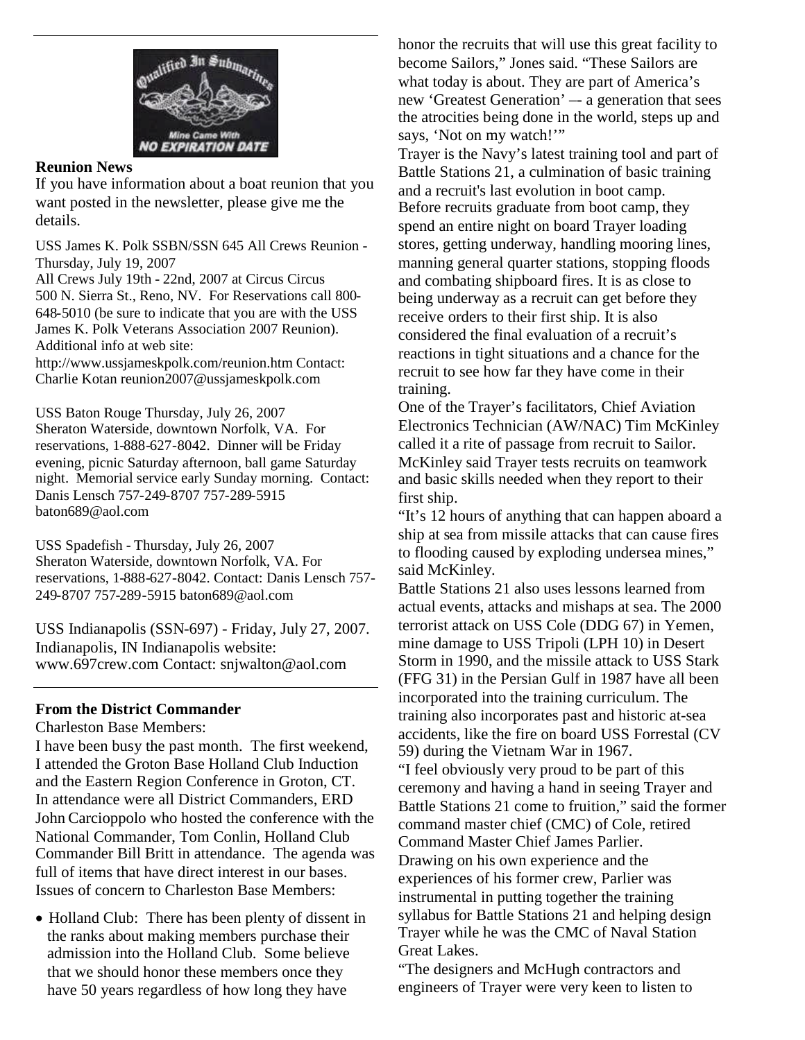## Reunion News

If you have information about a boat reunion that you want posted in the newsletter, please give me the details.

USS James K. Polk SSBN/SSN 645 All Crews Reunion - Thursday, July 19, 2007
All Crews July 19th - 22nd, 2007 at Circus Circus 500 N. Sierra St., Reno, NV. For Reservations call 800-648-5010 (be sure to indicate that you are with the USS James K. Polk Veterans Association 2007 Reunion). Additional info at web site:
http://www.ussjameskpolk.com/reunion.htm Contact: Charlie Kotan reunion2007@ussjameskpolk.com

USS Baton Rouge Thursday, July 26, 2007
Sheraton Waterside, downtown Norfolk, VA. For reservations, 1-888-627-8042. Dinner will be Friday evening, picnic Saturday afternoon, ball game Saturday night. Memorial service early Sunday morning. Contact: Danis Lensch 757-249-8707 757-289-5915 baton689@aol.com

USS Spadefish - Thursday, July 26, 2007
Sheraton Waterside, downtown Norfolk, VA. For reservations, 1-888-627-8042. Contact: Danis Lensch 757-249-8707 757-289-5915 baton689@aol.com

USS Indianapolis (SSN-697) - Friday, July 27, 2007. Indianapolis, IN Indianapolis website: www.697crew.com Contact: snjwalton@aol.com

## From the District Commander

Charleston Base Members:

I have been busy the past month. The first weekend, I attended the Groton Base Holland Club Induction and the Eastern Region Conference in Groton, CT. In attendance were all District Commanders, ERD John Carcioppolo who hosted the conference with the National Commander, Tom Conlin, Holland Club Commander Bill Britt in attendance. The agenda was full of items that have direct interest in our bases. Issues of concern to Charleston Base Members:

- Holland Club: There has been plenty of dissent in the ranks about making members purchase their admission into the Holland Club. Some believe that we should honor these members once they have 50 years regardless of how long they have

honor the recruits that will use this great facility to become Sailors," Jones said. "These Sailors are what today is about. They are part of America's new 'Greatest Generation' –- a generation that sees the atrocities being done in the world, steps up and says, 'Not on my watch!'"

Trayer is the Navy's latest training tool and part of Battle Stations 21, a culmination of basic training and a recruit's last evolution in boot camp.

Before recruits graduate from boot camp, they spend an entire night on board Trayer loading stores, getting underway, handling mooring lines, manning general quarter stations, stopping floods and combating shipboard fires. It is as close to being underway as a recruit can get before they receive orders to their first ship. It is also considered the final evaluation of a recruit's reactions in tight situations and a chance for the recruit to see how far they have come in their training.

One of the Trayer's facilitators, Chief Aviation Electronics Technician (AW/NAC) Tim McKinley called it a rite of passage from recruit to Sailor. McKinley said Trayer tests recruits on teamwork and basic skills needed when they report to their first ship.

"It's 12 hours of anything that can happen aboard a ship at sea from missile attacks that can cause fires to flooding caused by exploding undersea mines," said McKinley.

Battle Stations 21 also uses lessons learned from actual events, attacks and mishaps at sea. The 2000 terrorist attack on USS Cole (DDG 67) in Yemen, mine damage to USS Tripoli (LPH 10) in Desert Storm in 1990, and the missile attack to USS Stark (FFG 31) in the Persian Gulf in 1987 have all been incorporated into the training curriculum. The training also incorporates past and historic at-sea accidents, like the fire on board USS Forrestal (CV 59) during the Vietnam War in 1967.

"I feel obviously very proud to be part of this ceremony and having a hand in seeing Trayer and Battle Stations 21 come to fruition," said the former command master chief (CMC) of Cole, retired Command Master Chief James Parlier.

Drawing on his own experience and the experiences of his former crew, Parlier was instrumental in putting together the training syllabus for Battle Stations 21 and helping design Trayer while he was the CMC of Naval Station Great Lakes.

"The designers and McHugh contractors and engineers of Trayer were very keen to listen to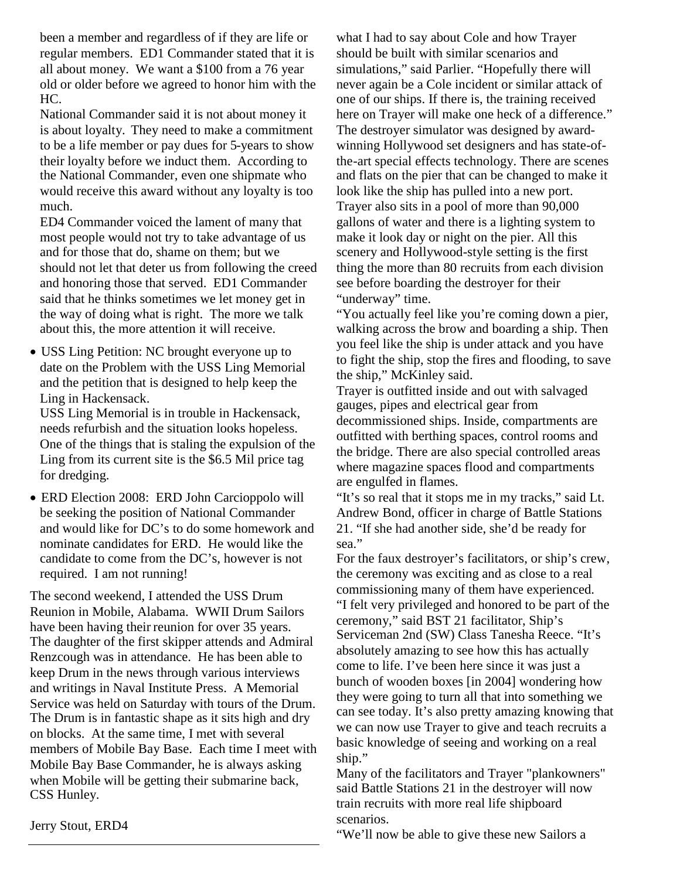been a member and regardless of if they are life or regular members. ED1 Commander stated that it is all about money. We want a $100 from a 76 year old or older before we agreed to honor him with the HC.

National Commander said it is not about money it is about loyalty. They need to make a commitment to be a life member or pay dues for 5-years to show their loyalty before we induct them. According to the National Commander, even one shipmate who would receive this award without any loyalty is too much.

ED4 Commander voiced the lament of many that most people would not try to take advantage of us and for those that do, shame on them; but we should not let that deter us from following the creed and honoring those that served. ED1 Commander said that he thinks sometimes we let money get in the way of doing what is right. The more we talk about this, the more attention it will receive.

- USS Ling Petition: NC brought everyone up to date on the Problem with the USS Ling Memorial and the petition that is designed to help keep the Ling in Hackensack.

  USS Ling Memorial is in trouble in Hackensack, needs refurbish and the situation looks hopeless. One of the things that is staling the expulsion of the Ling from its current site is the $6.5 Mil price tag for dredging.

- ERD Election 2008: ERD John Carcioppolo will be seeking the position of National Commander and would like for DC's to do some homework and nominate candidates for ERD. He would like the candidate to come from the DC's, however is not required. I am not running!

The second weekend, I attended the USS Drum Reunion in Mobile, Alabama. WWII Drum Sailors have been having their reunion for over 35 years. The daughter of the first skipper attends and Admiral Renzcough was in attendance. He has been able to keep Drum in the news through various interviews and writings in Naval Institute Press. A Memorial Service was held on Saturday with tours of the Drum. The Drum is in fantastic shape as it sits high and dry on blocks. At the same time, I met with several members of Mobile Bay Base. Each time I meet with Mobile Bay Base Commander, he is always asking when Mobile will be getting their submarine back, CSS Hunley.

Jerry Stout, ERD4

---

what I had to say about Cole and how Trayer should be built with similar scenarios and simulations," said Parlier. "Hopefully there will never again be a Cole incident or similar attack of one of our ships. If there is, the training received here on Trayer will make one heck of a difference."

The destroyer simulator was designed by award-winning Hollywood set designers and has state-of-the-art special effects technology. There are scenes and flats on the pier that can be changed to make it look like the ship has pulled into a new port. Trayer also sits in a pool of more than 90,000 gallons of water and there is a lighting system to make it look day or night on the pier. All this scenery and Hollywood-style setting is the first thing the more than 80 recruits from each division see before boarding the destroyer for their "underway" time.

"You actually feel like you're coming down a pier, walking across the brow and boarding a ship. Then you feel like the ship is under attack and you have to fight the ship, stop the fires and flooding, to save the ship," McKinley said.

Trayer is outfitted inside and out with salvaged gauges, pipes and electrical gear from decommissioned ships. Inside, compartments are outfitted with berthing spaces, control rooms and the bridge. There are also special controlled areas where magazine spaces flood and compartments are engulfed in flames.

"It's so real that it stops me in my tracks," said Lt. Andrew Bond, officer in charge of Battle Stations 21. "If she had another side, she'd be ready for sea."

For the faux destroyer's facilitators, or ship's crew, the ceremony was exciting and as close to a real commissioning many of them have experienced.

"I felt very privileged and honored to be part of the ceremony," said BST 21 facilitator, Ship's Serviceman 2nd (SW) Class Tanesha Reece. "It's absolutely amazing to see how this has actually come to life. I've been here since it was just a bunch of wooden boxes [in 2004] wondering how they were going to turn all that into something we can see today. It's also pretty amazing knowing that we can now use Trayer to give and teach recruits a basic knowledge of seeing and working on a real ship."

Many of the facilitators and Trayer "plankowners" said Battle Stations 21 in the destroyer will now train recruits with more real life shipboard scenarios.

"We'll now be able to give these new Sailors a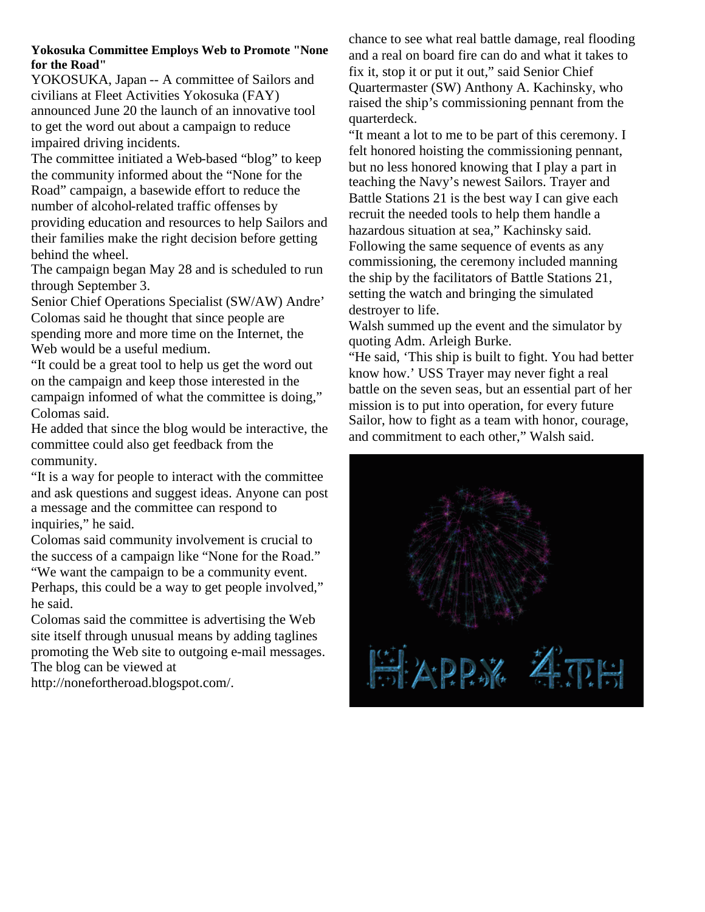**Yokosuka Committee Employs Web to Promote "None for the Road"**

YOKOSUKA, Japan -- A committee of Sailors and civilians at Fleet Activities Yokosuka (FAY) announced June 20 the launch of an innovative tool to get the word out about a campaign to reduce impaired driving incidents.

The committee initiated a Web-based "blog" to keep the community informed about the "None for the Road" campaign, a basewide effort to reduce the number of alcohol-related traffic offenses by providing education and resources to help Sailors and their families make the right decision before getting behind the wheel.

The campaign began May 28 and is scheduled to run through September 3.

Senior Chief Operations Specialist (SW/AW) Andre' Colomas said he thought that since people are spending more and more time on the Internet, the Web would be a useful medium.

"It could be a great tool to help us get the word out on the campaign and keep those interested in the campaign informed of what the committee is doing," Colomas said.

He added that since the blog would be interactive, the committee could also get feedback from the community.

"It is a way for people to interact with the committee and ask questions and suggest ideas. Anyone can post a message and the committee can respond to inquiries," he said.

Colomas said community involvement is crucial to the success of a campaign like "None for the Road."

"We want the campaign to be a community event. Perhaps, this could be a way to get people involved," he said.

Colomas said the committee is advertising the Web site itself through unusual means by adding taglines promoting the Web site to outgoing e-mail messages. The blog can be viewed at http://nonefortheroad.blogspot.com/.

chance to see what real battle damage, real flooding and a real on board fire can do and what it takes to fix it, stop it or put it out," said Senior Chief Quartermaster (SW) Anthony A. Kachinsky, who raised the ship's commissioning pennant from the quarterdeck.

"It meant a lot to me to be part of this ceremony. I felt honored hoisting the commissioning pennant, but no less honored knowing that I play a part in teaching the Navy's newest Sailors. Trayer and Battle Stations 21 is the best way I can give each recruit the needed tools to help them handle a hazardous situation at sea," Kachinsky said.

Following the same sequence of events as any commissioning, the ceremony included manning the ship by the facilitators of Battle Stations 21, setting the watch and bringing the simulated destroyer to life.

Walsh summed up the event and the simulator by quoting Adm. Arleigh Burke.

"He said, 'This ship is built to fight. You had better know how.' USS Trayer may never fight a real battle on the seven seas, but an essential part of her mission is to put into operation, for every future Sailor, how to fight as a team with honor, courage, and commitment to each other," Walsh said.

HAPPY 4TH